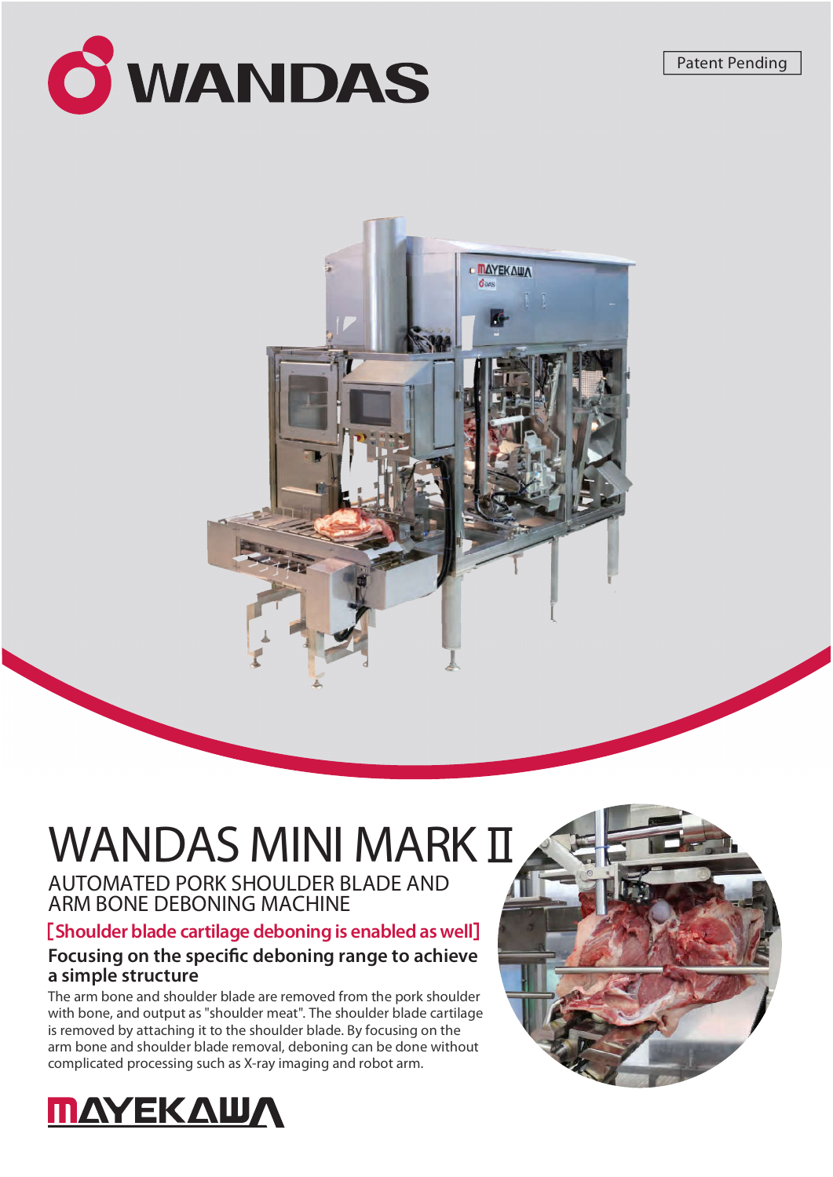WANDAS

Patent Pending

# WANDAS MINI MARK Ⅱ

## AUTOMATED PORK SHOULDER BLADE AND ARM BONE DEBONING MACHINE

[Shoulder blade cartilage deboning is enabled as well]

### Focusing on the specific deboning range to achieve a simple structure

The arm bone and shoulder blade are removed from the pork shoulder with bone, and output as "shoulder meat". The shoulder blade cartilage is removed by attaching it to the shoulder blade. By focusing on the arm bone and shoulder blade removal, deboning can be done without complicated processing such as X-ray imaging and robot arm.

MAYEKAWA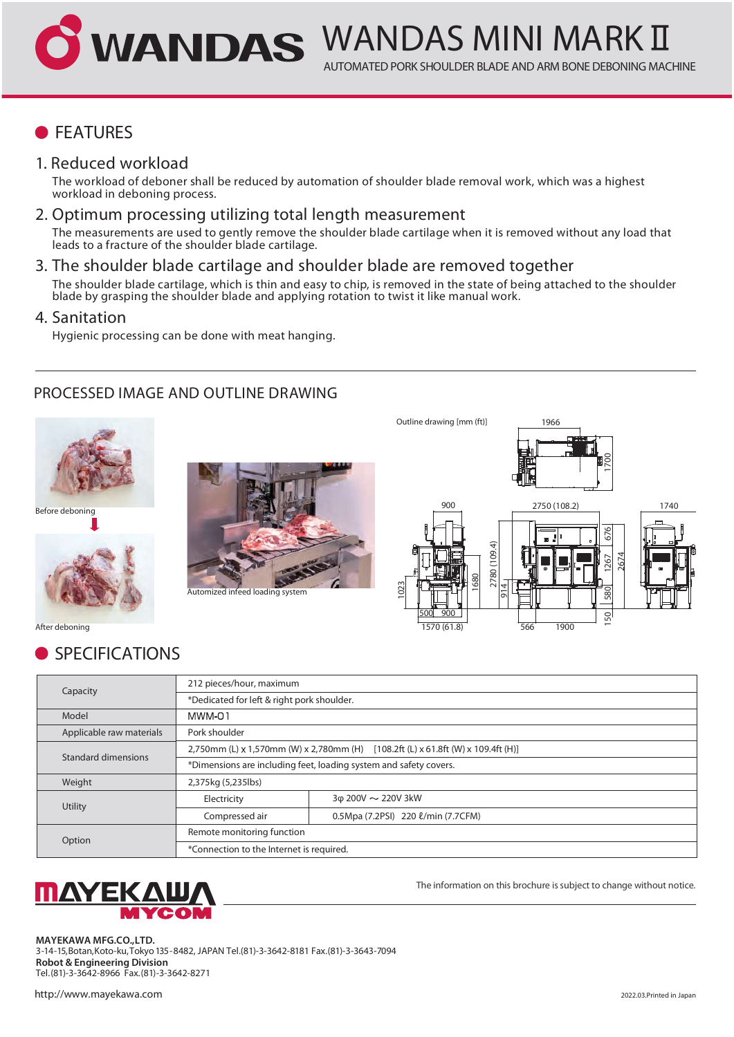# WANDAS MINI MARK Ⅱ

AUTOMATED PORK SHOULDER BLADE AND ARM BONE DEBONING MACHINE

## FEATURES

### 1. Reduced workload

The workload of deboner shall be reduced by automation of shoulder blade removal work, which was a highest workload in deboning process.

### 2. Optimum processing utilizing total length measurement

The measurements are used to gently remove the shoulder blade cartilage when it is removed without any load that leads to a fracture of the shoulder blade cartilage.

### 3. The shoulder blade cartilage and shoulder blade are removed together

The shoulder blade cartilage, which is thin and easy to chip, is removed in the state of being attached to the shoulder blade by grasping the shoulder blade and applying rotation to twist it like manual work.

### 4. Sanitation

Hygienic processing can be done with meat hanging.

## PROCESSED IMAGE AND OUTLINE DRAWING

Before deboning

After deboning

Automized infeed loading system

Outline drawing [mm (ft)]

1966
1700
900
2750 (108.2)
1740
1023
1680
2780 (109.4)
914
676
1267
2674
580
150
500 900
1570 (61.8)
566 1900

## SPECIFICATIONS

| | | |
|---|---|---|
| Capacity | 212 pieces/hour, maximum | |
| | *Dedicated for left & right pork shoulder. | |
| Model | MWM-01 | |
| Applicable raw materials | Pork shoulder | |
| Standard dimensions | 2,750mm (L) x 1,570mm (W) x 2,780mm (H) [108.2ft (L) x 61.8ft (W) x 109.4ft (H)] | |
| | *Dimensions are including feet, loading system and safety covers. | |
| Weight | 2,375kg (5,235lbs) | |
| Utility | Electricity | 3φ 200V ～ 220V 3kW |
| | Compressed air | 0.5Mpa (7.2PSI) 220 ℓ/min (7.7CFM) |
| Option | Remote monitoring function | |
| | *Connection to the Internet is required. | |

The information on this brochure is subject to change without notice.

**MAYEKAWA MFG.CO.,LTD.**
3-14-15,Botan,Koto-ku,Tokyo 135-8482, JAPAN Tel.(81)-3-3642-8181 Fax.(81)-3-3643-7094
**Robot & Engineering Division**
Tel.(81)-3-3642-8966 Fax.(81)-3-3642-8271

http://www.mayekawa.com

2022.03.Printed in Japan